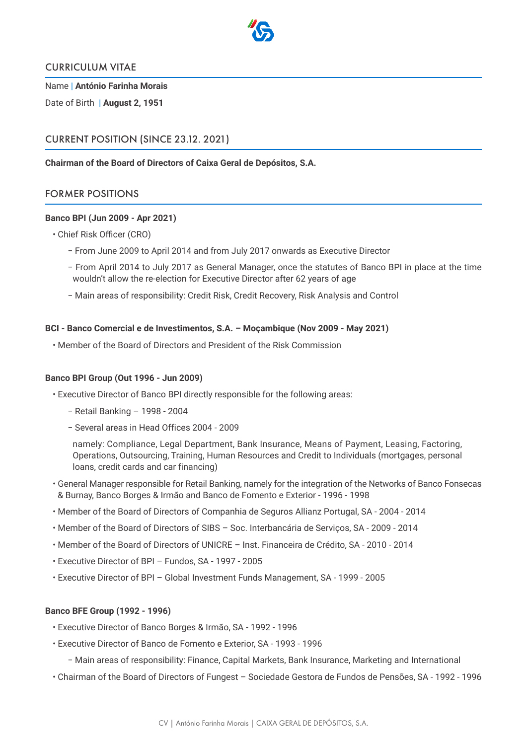## CURRICULUM VITAE

Name | **António Farinha Morais**

Date of Birth | **August 2, 1951**

## CURRENT POSITION (SINCE 23.12. 2021)

**Chairman of the Board of Directors of Caixa Geral de Depósitos, S.A.**

## FORMER POSITIONS

**Banco BPI (Jun 2009 - Apr 2021)**

- Chief Risk Officer (CRO)
  - From June 2009 to April 2014 and from July 2017 onwards as Executive Director
  - From April 2014 to July 2017 as General Manager, once the statutes of Banco BPI in place at the time wouldn't allow the re-election for Executive Director after 62 years of age
  - Main areas of responsibility: Credit Risk, Credit Recovery, Risk Analysis and Control

**BCI - Banco Comercial e de Investimentos, S.A. – Moçambique (Nov 2009 - May 2021)**

- Member of the Board of Directors and President of the Risk Commission

**Banco BPI Group (Out 1996 - Jun 2009)**

- Executive Director of Banco BPI directly responsible for the following areas:
  - Retail Banking – 1998 - 2004
  - Several areas in Head Offices 2004 - 2009

    namely: Compliance, Legal Department, Bank Insurance, Means of Payment, Leasing, Factoring, Operations, Outsourcing, Training, Human Resources and Credit to Individuals (mortgages, personal loans, credit cards and car financing)
- General Manager responsible for Retail Banking, namely for the integration of the Networks of Banco Fonsecas & Burnay, Banco Borges & Irmão and Banco de Fomento e Exterior - 1996 - 1998
- Member of the Board of Directors of Companhia de Seguros Allianz Portugal, SA - 2004 - 2014
- Member of the Board of Directors of SIBS – Soc. Interbancária de Serviços, SA - 2009 - 2014
- Member of the Board of Directors of UNICRE – Inst. Financeira de Crédito, SA - 2010 - 2014
- Executive Director of BPI – Fundos, SA - 1997 - 2005
- Executive Director of BPI – Global Investment Funds Management, SA - 1999 - 2005

**Banco BFE Group (1992 - 1996)**

- Executive Director of Banco Borges & Irmão, SA - 1992 - 1996
- Executive Director of Banco de Fomento e Exterior, SA - 1993 - 1996
  - Main areas of responsibility: Finance, Capital Markets, Bank Insurance, Marketing and International
- Chairman of the Board of Directors of Fungest – Sociedade Gestora de Fundos de Pensões, SA - 1992 - 1996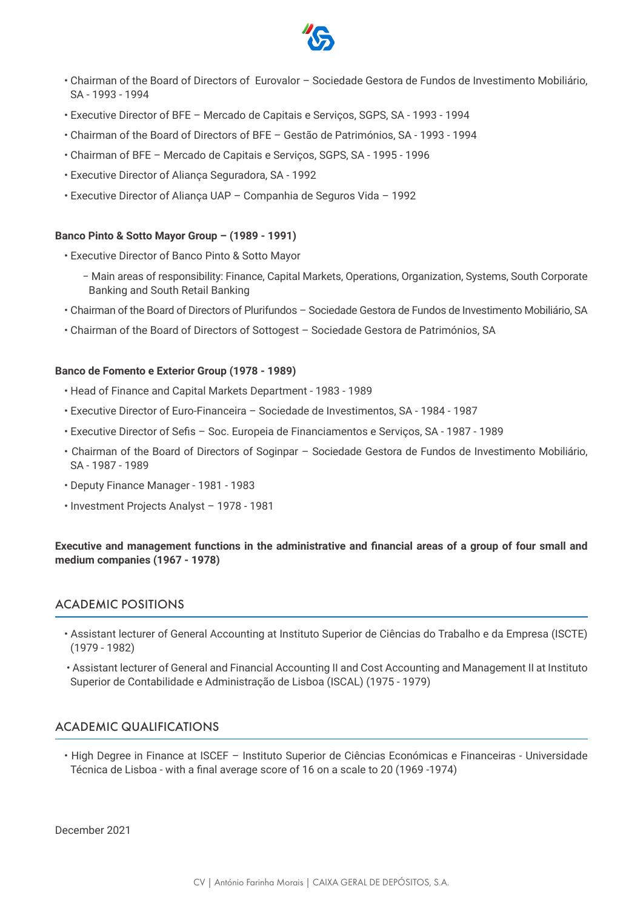- Chairman of the Board of Directors of Eurovalor – Sociedade Gestora de Fundos de Investimento Mobiliário, SA - 1993 - 1994
- Executive Director of BFE – Mercado de Capitais e Serviços, SGPS, SA - 1993 - 1994
- Chairman of the Board of Directors of BFE – Gestão de Patrimónios, SA - 1993 - 1994
- Chairman of BFE – Mercado de Capitais e Serviços, SGPS, SA - 1995 - 1996
- Executive Director of Aliança Seguradora, SA - 1992
- Executive Director of Aliança UAP – Companhia de Seguros Vida – 1992

**Banco Pinto & Sotto Mayor Group – (1989 - 1991)**

- Executive Director of Banco Pinto & Sotto Mayor
  - Main areas of responsibility: Finance, Capital Markets, Operations, Organization, Systems, South Corporate Banking and South Retail Banking
- Chairman of the Board of Directors of Plurifundos – Sociedade Gestora de Fundos de Investimento Mobiliário, SA
- Chairman of the Board of Directors of Sottogest – Sociedade Gestora de Patrimónios, SA

**Banco de Fomento e Exterior Group (1978 - 1989)**

- Head of Finance and Capital Markets Department - 1983 - 1989
- Executive Director of Euro-Financeira – Sociedade de Investimentos, SA - 1984 - 1987
- Executive Director of Sefis – Soc. Europeia de Financiamentos e Serviços, SA - 1987 - 1989
- Chairman of the Board of Directors of Soginpar – Sociedade Gestora de Fundos de Investimento Mobiliário, SA - 1987 - 1989
- Deputy Finance Manager - 1981 - 1983
- Investment Projects Analyst – 1978 - 1981

**Executive and management functions in the administrative and financial areas of a group of four small and medium companies (1967 - 1978)**

## ACADEMIC POSITIONS

- Assistant lecturer of General Accounting at Instituto Superior de Ciências do Trabalho e da Empresa (ISCTE) (1979 - 1982)
- Assistant lecturer of General and Financial Accounting II and Cost Accounting and Management II at Instituto Superior de Contabilidade e Administração de Lisboa (ISCAL) (1975 - 1979)

## ACADEMIC QUALIFICATIONS

- High Degree in Finance at ISCEF – Instituto Superior de Ciências Económicas e Financeiras - Universidade Técnica de Lisboa - with a final average score of 16 on a scale to 20 (1969 -1974)

December 2021